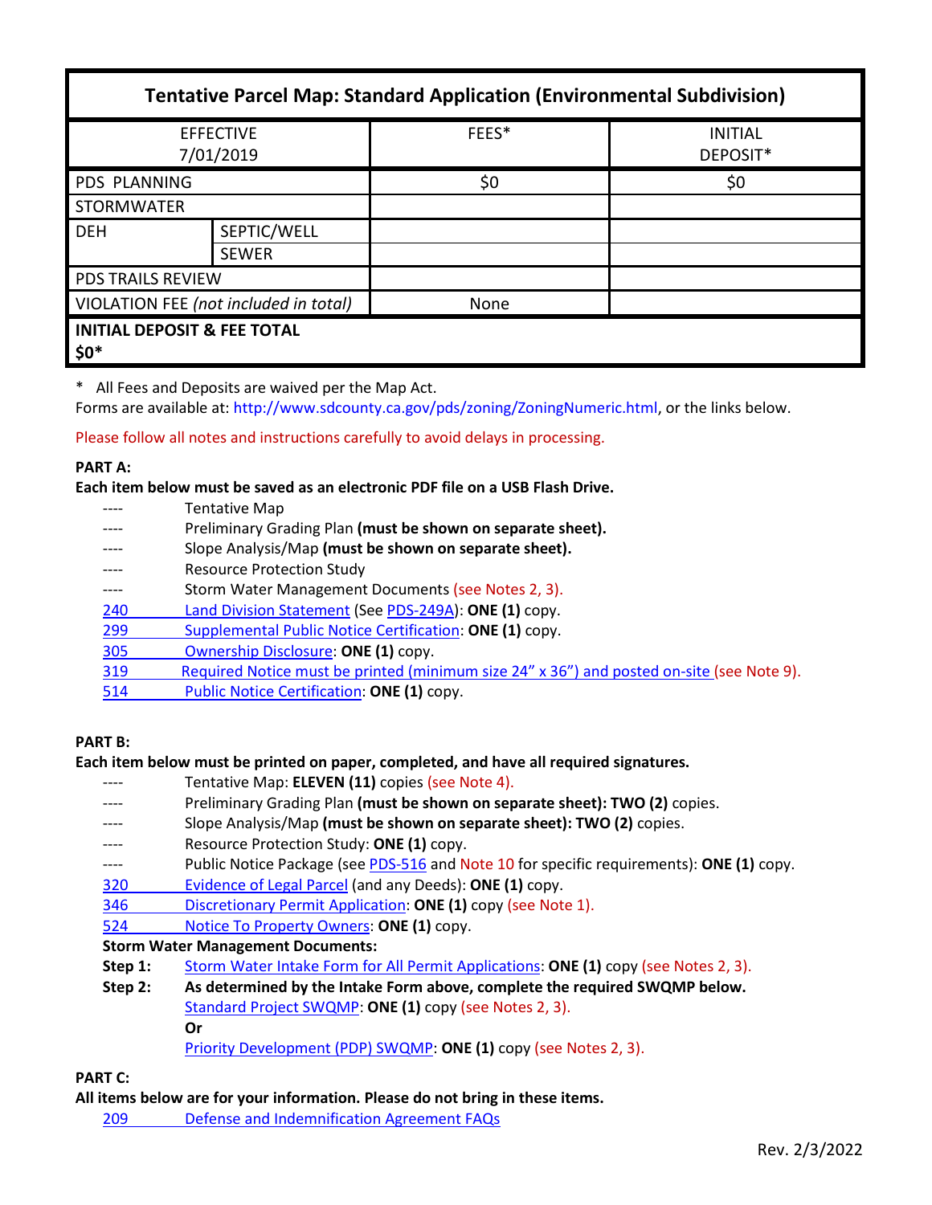| Tentative Parcel Map: Standard Application (Environmental Subdivision) | | | |
|---|---|---|---|
| EFFECTIVE 7/01/2019 | | FEES* | INITIAL DEPOSIT* |
| PDS PLANNING | | $0 | $0 |
| STORMWATER | | | |
| DEH | SEPTIC/WELL | | |
| | SEWER | | |
| PDS TRAILS REVIEW | | | |
| VIOLATION FEE *(not included in total)* | | None | |
| **INITIAL DEPOSIT & FEE TOTAL $0*** | | | |

\* All Fees and Deposits are waived per the Map Act.
Forms are available at: http://www.sdcounty.ca.gov/pds/zoning/ZoningNumeric.html, or the links below.

Please follow all notes and instructions carefully to avoid delays in processing.

**PART A:**
**Each item below must be saved as an electronic PDF file on a USB Flash Drive.**

- ---- Tentative Map
- ---- Preliminary Grading Plan **(must be shown on separate sheet).**
- ---- Slope Analysis/Map **(must be shown on separate sheet).**
- ---- Resource Protection Study
- ---- Storm Water Management Documents (see Notes 2, 3).
- 240 Land Division Statement (See PDS-249A): **ONE (1)** copy.
- 299 Supplemental Public Notice Certification: **ONE (1)** copy.
- 305 Ownership Disclosure: **ONE (1)** copy.
- 319 Required Notice must be printed (minimum size 24" x 36") and posted on-site (see Note 9).
- 514 Public Notice Certification: **ONE (1)** copy.

**PART B:**
**Each item below must be printed on paper, completed, and have all required signatures.**

- ---- Tentative Map: **ELEVEN (11)** copies (see Note 4).
- ---- Preliminary Grading Plan **(must be shown on separate sheet): TWO (2)** copies.
- ---- Slope Analysis/Map **(must be shown on separate sheet): TWO (2)** copies.
- ---- Resource Protection Study: **ONE (1)** copy.
- ---- Public Notice Package (see PDS-516 and Note 10 for specific requirements): **ONE (1)** copy.
- 320 Evidence of Legal Parcel (and any Deeds): **ONE (1)** copy.
- 346 Discretionary Permit Application: **ONE (1)** copy (see Note 1).
- 524 Notice To Property Owners: **ONE (1)** copy.

**Storm Water Management Documents:**

**Step 1:** Storm Water Intake Form for All Permit Applications: **ONE (1)** copy (see Notes 2, 3).

**Step 2:** **As determined by the Intake Form above, complete the required SWQMP below.**
Standard Project SWQMP: **ONE (1)** copy (see Notes 2, 3).
**Or**
Priority Development (PDP) SWQMP: **ONE (1)** copy (see Notes 2, 3).

**PART C:**
**All items below are for your information. Please do not bring in these items.**

- 209 Defense and Indemnification Agreement FAQs

Rev. 2/3/2022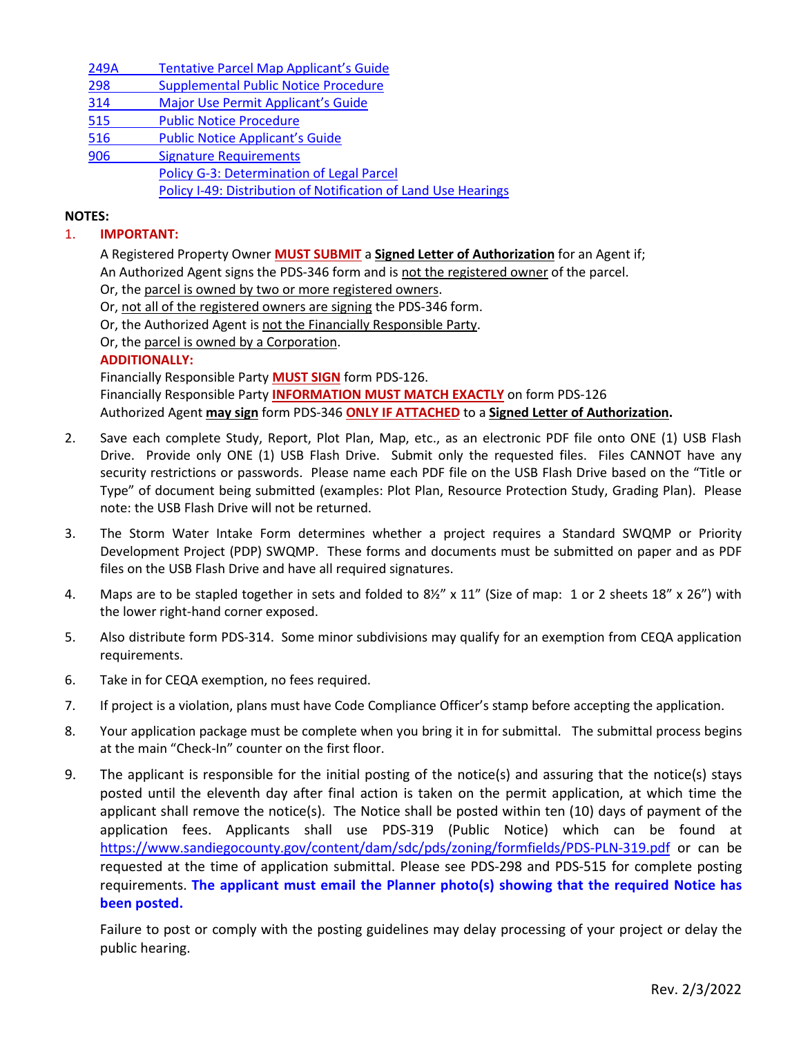249A Tentative Parcel Map Applicant's Guide
298 Supplemental Public Notice Procedure
314 Major Use Permit Applicant's Guide
515 Public Notice Procedure
516 Public Notice Applicant's Guide
906 Signature Requirements
Policy G-3: Determination of Legal Parcel
Policy I-49: Distribution of Notification of Land Use Hearings

**NOTES:**

1. **IMPORTANT:**

   A Registered Property Owner **MUST SUBMIT** a **Signed Letter of Authorization** for an Agent if;
   An Authorized Agent signs the PDS-346 form and is not the registered owner of the parcel.
   Or, the parcel is owned by two or more registered owners.
   Or, not all of the registered owners are signing the PDS-346 form.
   Or, the Authorized Agent is not the Financially Responsible Party.
   Or, the parcel is owned by a Corporation.

   **ADDITIONALLY:**
   Financially Responsible Party **MUST SIGN** form PDS-126.
   Financially Responsible Party **INFORMATION MUST MATCH EXACTLY** on form PDS-126
   Authorized Agent **may sign** form PDS-346 **ONLY IF ATTACHED** to a **Signed Letter of Authorization.**

2. Save each complete Study, Report, Plot Plan, Map, etc., as an electronic PDF file onto ONE (1) USB Flash Drive. Provide only ONE (1) USB Flash Drive. Submit only the requested files. Files CANNOT have any security restrictions or passwords. Please name each PDF file on the USB Flash Drive based on the "Title or Type" of document being submitted (examples: Plot Plan, Resource Protection Study, Grading Plan). Please note: the USB Flash Drive will not be returned.

3. The Storm Water Intake Form determines whether a project requires a Standard SWQMP or Priority Development Project (PDP) SWQMP. These forms and documents must be submitted on paper and as PDF files on the USB Flash Drive and have all required signatures.

4. Maps are to be stapled together in sets and folded to 8½" x 11" (Size of map: 1 or 2 sheets 18" x 26") with the lower right-hand corner exposed.

5. Also distribute form PDS-314. Some minor subdivisions may qualify for an exemption from CEQA application requirements.

6. Take in for CEQA exemption, no fees required.

7. If project is a violation, plans must have Code Compliance Officer's stamp before accepting the application.

8. Your application package must be complete when you bring it in for submittal. The submittal process begins at the main "Check-In" counter on the first floor.

9. The applicant is responsible for the initial posting of the notice(s) and assuring that the notice(s) stays posted until the eleventh day after final action is taken on the permit application, at which time the applicant shall remove the notice(s). The Notice shall be posted within ten (10) days of payment of the application fees. Applicants shall use PDS-319 (Public Notice) which can be found at https://www.sandiegocounty.gov/content/dam/sdc/pds/zoning/formfields/PDS-PLN-319.pdf or can be requested at the time of application submittal. Please see PDS-298 and PDS-515 for complete posting requirements. **The applicant must email the Planner photo(s) showing that the required Notice has been posted.**

   Failure to post or comply with the posting guidelines may delay processing of your project or delay the public hearing.

Rev. 2/3/2022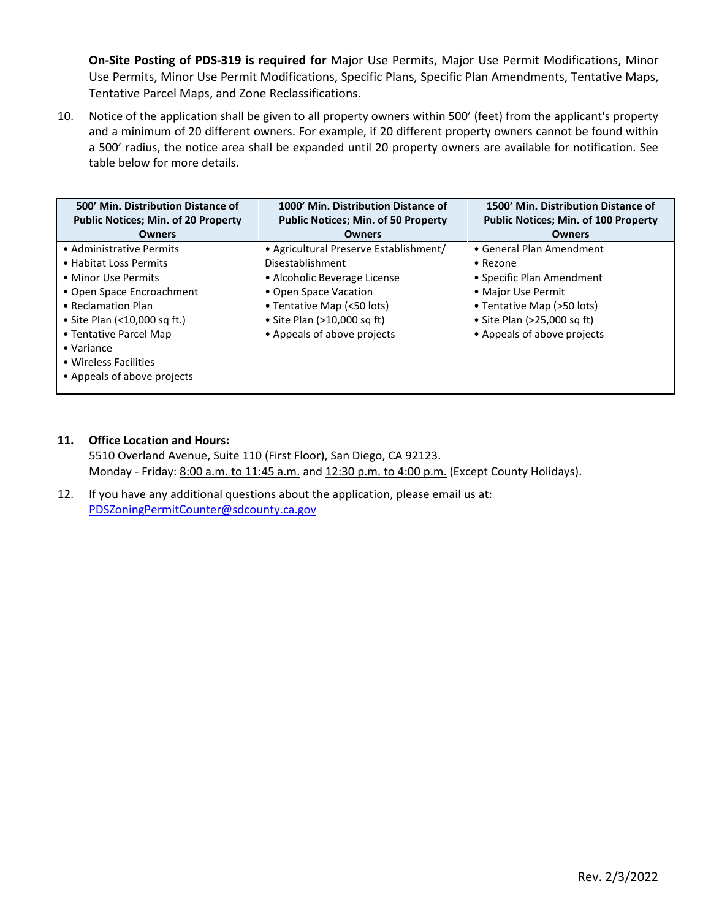**On-Site Posting of PDS-319 is required for** Major Use Permits, Major Use Permit Modifications, Minor Use Permits, Minor Use Permit Modifications, Specific Plans, Specific Plan Amendments, Tentative Maps, Tentative Parcel Maps, and Zone Reclassifications.

10. Notice of the application shall be given to all property owners within 500' (feet) from the applicant's property and a minimum of 20 different owners. For example, if 20 different property owners cannot be found within a 500' radius, the notice area shall be expanded until 20 property owners are available for notification. See table below for more details.

| 500' Min. Distribution Distance of Public Notices; Min. of 20 Property Owners | 1000' Min. Distribution Distance of Public Notices; Min. of 50 Property Owners | 1500' Min. Distribution Distance of Public Notices; Min. of 100 Property Owners |
|---|---|---|
| • Administrative Permits<br>• Habitat Loss Permits<br>• Minor Use Permits<br>• Open Space Encroachment<br>• Reclamation Plan<br>• Site Plan (<10,000 sq ft.)<br>• Tentative Parcel Map<br>• Variance<br>• Wireless Facilities<br>• Appeals of above projects | • Agricultural Preserve Establishment/ Disestablishment<br>• Alcoholic Beverage License<br>• Open Space Vacation<br>• Tentative Map (<50 lots)<br>• Site Plan (>10,000 sq ft)<br>• Appeals of above projects | • General Plan Amendment<br>• Rezone<br>• Specific Plan Amendment<br>• Major Use Permit<br>• Tentative Map (>50 lots)<br>• Site Plan (>25,000 sq ft)<br>• Appeals of above projects |

11. **Office Location and Hours:**
    5510 Overland Avenue, Suite 110 (First Floor), San Diego, CA 92123.
    Monday - Friday: 8:00 a.m. to 11:45 a.m. and 12:30 p.m. to 4:00 p.m. (Except County Holidays).

12. If you have any additional questions about the application, please email us at:
    PDSZoningPermitCounter@sdcounty.ca.gov

Rev. 2/3/2022